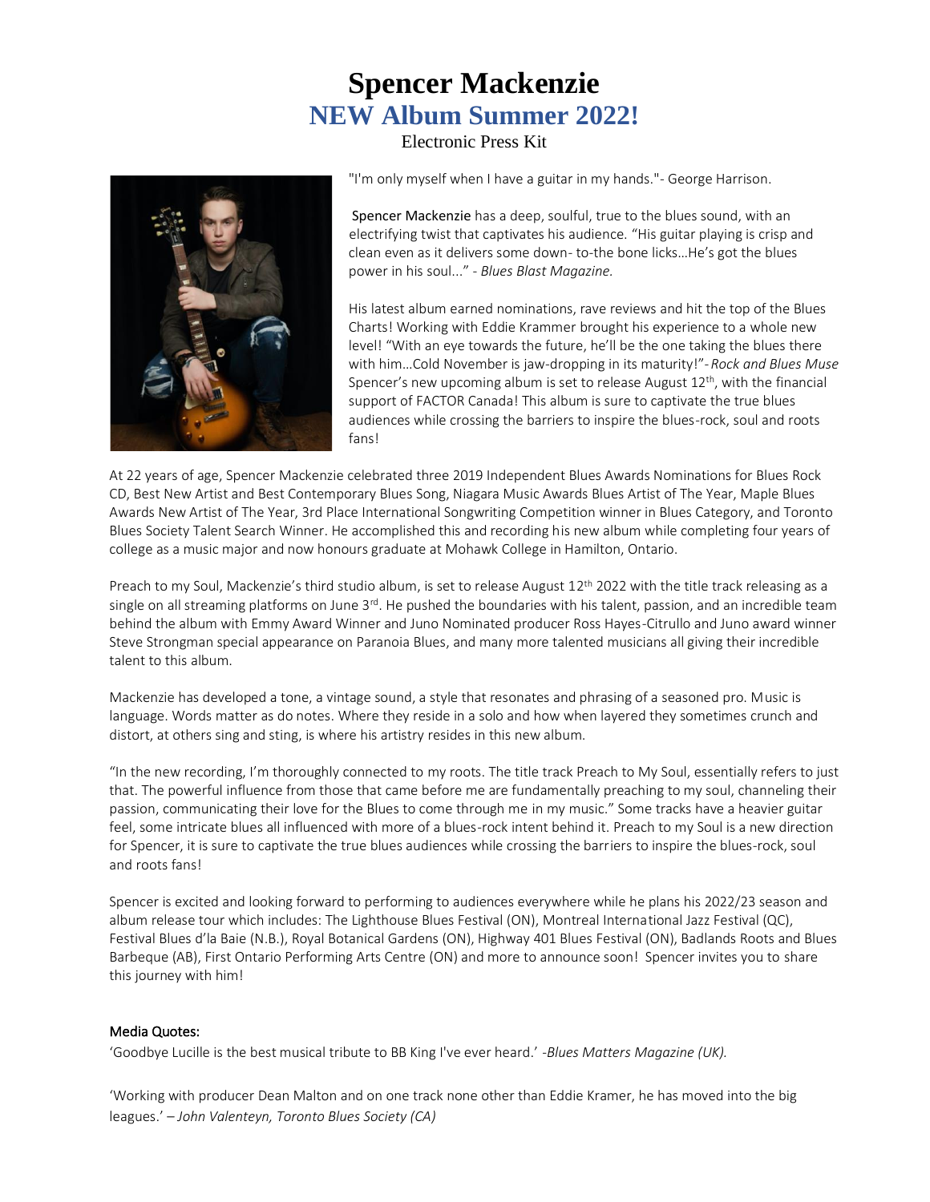# Spencer Mackenzie

## NEW Album Summer 2022!

Electronic Press Kit

"I'm only myself when I have a guitar in my hands."- George Harrison.

**Spencer Mackenzie** has a deep, soulful, true to the blues sound, with an electrifying twist that captivates his audience. "His guitar playing is crisp and clean even as it delivers some down- to-the bone licks…He's got the blues power in his soul..." - *Blues Blast Magazine.*

His latest album earned nominations, rave reviews and hit the top of the Blues Charts! Working with Eddie Krammer brought his experience to a whole new level! "With an eye towards the future, he'll be the one taking the blues there with him…Cold November is jaw-dropping in its maturity!"- *Rock and Blues Muse* Spencer's new upcoming album is set to release August 12th, with the financial support of FACTOR Canada! This album is sure to captivate the true blues audiences while crossing the barriers to inspire the blues-rock, soul and roots fans!

At 22 years of age, Spencer Mackenzie celebrated three 2019 Independent Blues Awards Nominations for Blues Rock CD, Best New Artist and Best Contemporary Blues Song, Niagara Music Awards Blues Artist of The Year, Maple Blues Awards New Artist of The Year, 3rd Place International Songwriting Competition winner in Blues Category, and Toronto Blues Society Talent Search Winner. He accomplished this and recording his new album while completing four years of college as a music major and now honours graduate at Mohawk College in Hamilton, Ontario.

Preach to my Soul, Mackenzie's third studio album, is set to release August 12th 2022 with the title track releasing as a single on all streaming platforms on June 3rd. He pushed the boundaries with his talent, passion, and an incredible team behind the album with Emmy Award Winner and Juno Nominated producer Ross Hayes-Citrullo and Juno award winner Steve Strongman special appearance on Paranoia Blues, and many more talented musicians all giving their incredible talent to this album.

Mackenzie has developed a tone, a vintage sound, a style that resonates and phrasing of a seasoned pro. Music is language. Words matter as do notes. Where they reside in a solo and how when layered they sometimes crunch and distort, at others sing and sting, is where his artistry resides in this new album.

"In the new recording, I'm thoroughly connected to my roots. The title track Preach to My Soul, essentially refers to just that. The powerful influence from those that came before me are fundamentally preaching to my soul, channeling their passion, communicating their love for the Blues to come through me in my music." Some tracks have a heavier guitar feel, some intricate blues all influenced with more of a blues-rock intent behind it. Preach to my Soul is a new direction for Spencer, it is sure to captivate the true blues audiences while crossing the barriers to inspire the blues-rock, soul and roots fans!

Spencer is excited and looking forward to performing to audiences everywhere while he plans his 2022/23 season and album release tour which includes: The Lighthouse Blues Festival (ON), Montreal International Jazz Festival (QC), Festival Blues d'la Baie (N.B.), Royal Botanical Gardens (ON), Highway 401 Blues Festival (ON), Badlands Roots and Blues Barbeque (AB), First Ontario Performing Arts Centre (ON) and more to announce soon! Spencer invites you to share this journey with him!

### Media Quotes:

'Goodbye Lucille is the best musical tribute to BB King I've ever heard.' -*Blues Matters Magazine (UK).*

'Working with producer Dean Malton and on one track none other than Eddie Kramer, he has moved into the big leagues.' – *John Valenteyn, Toronto Blues Society (CA)*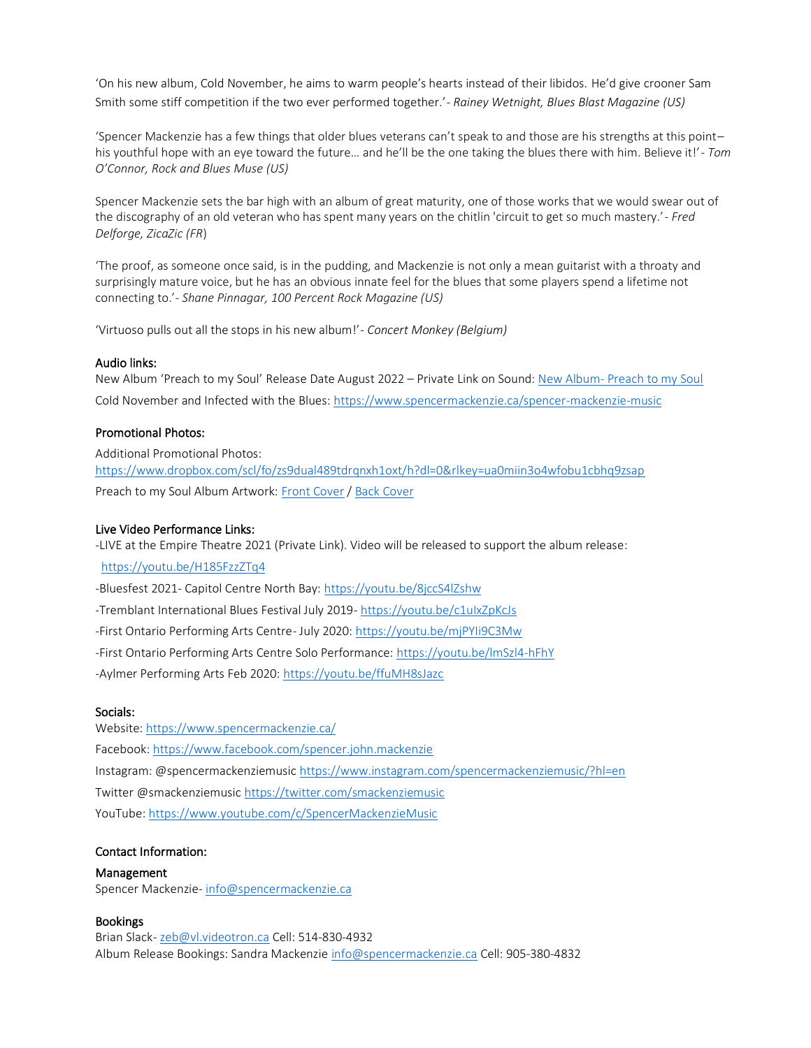'On his new album, Cold November, he aims to warm people's hearts instead of their libidos. He'd give crooner Sam Smith some stiff competition if the two ever performed together.'- *Rainey Wetnight, Blues Blast Magazine (US)*

'Spencer Mackenzie has a few things that older blues veterans can't speak to and those are his strengths at this point– his youthful hope with an eye toward the future… and he'll be the one taking the blues there with him. Believe it!'- *Tom O'Connor, Rock and Blues Muse (US)*

Spencer Mackenzie sets the bar high with an album of great maturity, one of those works that we would swear out of the discography of an old veteran who has spent many years on the chitlin 'circuit to get so much mastery.'- *Fred Delforge, ZicaZic (FR)*

'The proof, as someone once said, is in the pudding, and Mackenzie is not only a mean guitarist with a throaty and surprisingly mature voice, but he has an obvious innate feel for the blues that some players spend a lifetime not connecting to.'- *Shane Pinnagar, 100 Percent Rock Magazine (US)*

'Virtuoso pulls out all the stops in his new album!'- *Concert Monkey (Belgium)*

### Audio links:

New Album 'Preach to my Soul' Release Date August 2022 – Private Link on Sound: New Album- Preach to my Soul

Cold November and Infected with the Blues: https://www.spencermackenzie.ca/spencer-mackenzie-music

### Promotional Photos:

Additional Promotional Photos:
https://www.dropbox.com/scl/fo/zs9dual489tdrqnxh1oxt/h?dl=0&rlkey=ua0miin3o4wfobu1cbhq9zsap

Preach to my Soul Album Artwork: Front Cover / Back Cover

### Live Video Performance Links:

-LIVE at the Empire Theatre 2021 (Private Link). Video will be released to support the album release:
https://youtu.be/H185FzzZTq4

-Bluesfest 2021- Capitol Centre North Bay: https://youtu.be/8jccS4lZshw

-Tremblant International Blues Festival July 2019- https://youtu.be/c1uIxZpKcJs

-First Ontario Performing Arts Centre- July 2020: https://youtu.be/mjPYIi9C3Mw

-First Ontario Performing Arts Centre Solo Performance: https://youtu.be/lmSzl4-hFhY

-Aylmer Performing Arts Feb 2020: https://youtu.be/ffuMH8sJazc

### Socials:

Website: https://www.spencermackenzie.ca/

Facebook: https://www.facebook.com/spencer.john.mackenzie

Instagram: @spencermackenziemusic https://www.instagram.com/spencermackenziemusic/?hl=en

Twitter @smackenziemusic https://twitter.com/smackenziemusic

YouTube: https://www.youtube.com/c/SpencerMackenzieMusic

### Contact Information:

**Management**
Spencer Mackenzie- info@spencermackenzie.ca

**Bookings**
Brian Slack- zeb@vl.videotron.ca Cell: 514-830-4932
Album Release Bookings: Sandra Mackenzie info@spencermackenzie.ca Cell: 905-380-4832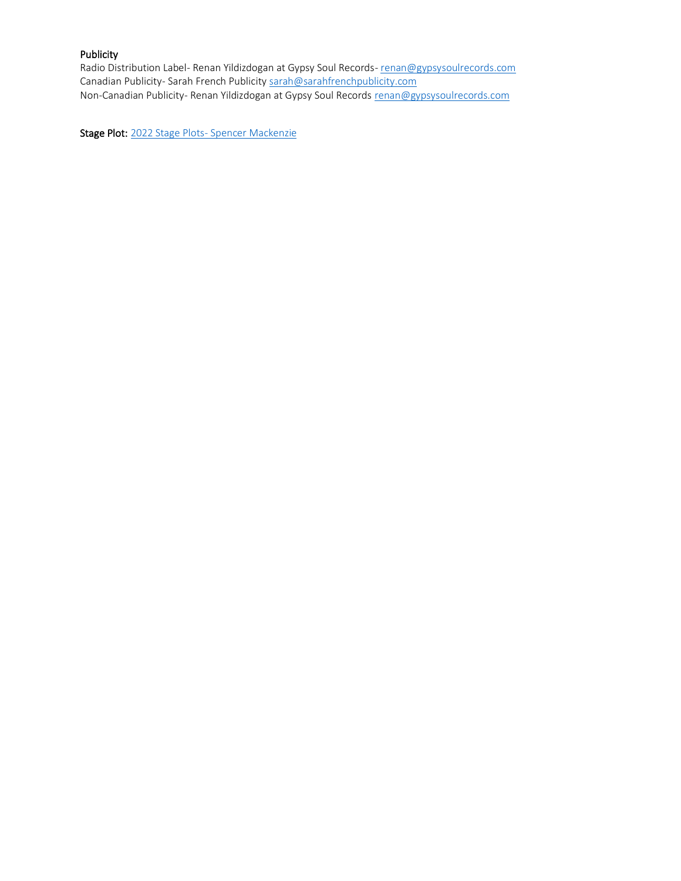Publicity

Radio Distribution Label- Renan Yildizdogan at Gypsy Soul Records- renan@gypsysoulrecords.com
Canadian Publicity- Sarah French Publicity sarah@sarahfrenchpublicity.com
Non-Canadian Publicity- Renan Yildizdogan at Gypsy Soul Records renan@gypsysoulrecords.com

**Stage Plot:** 2022 Stage Plots- Spencer Mackenzie